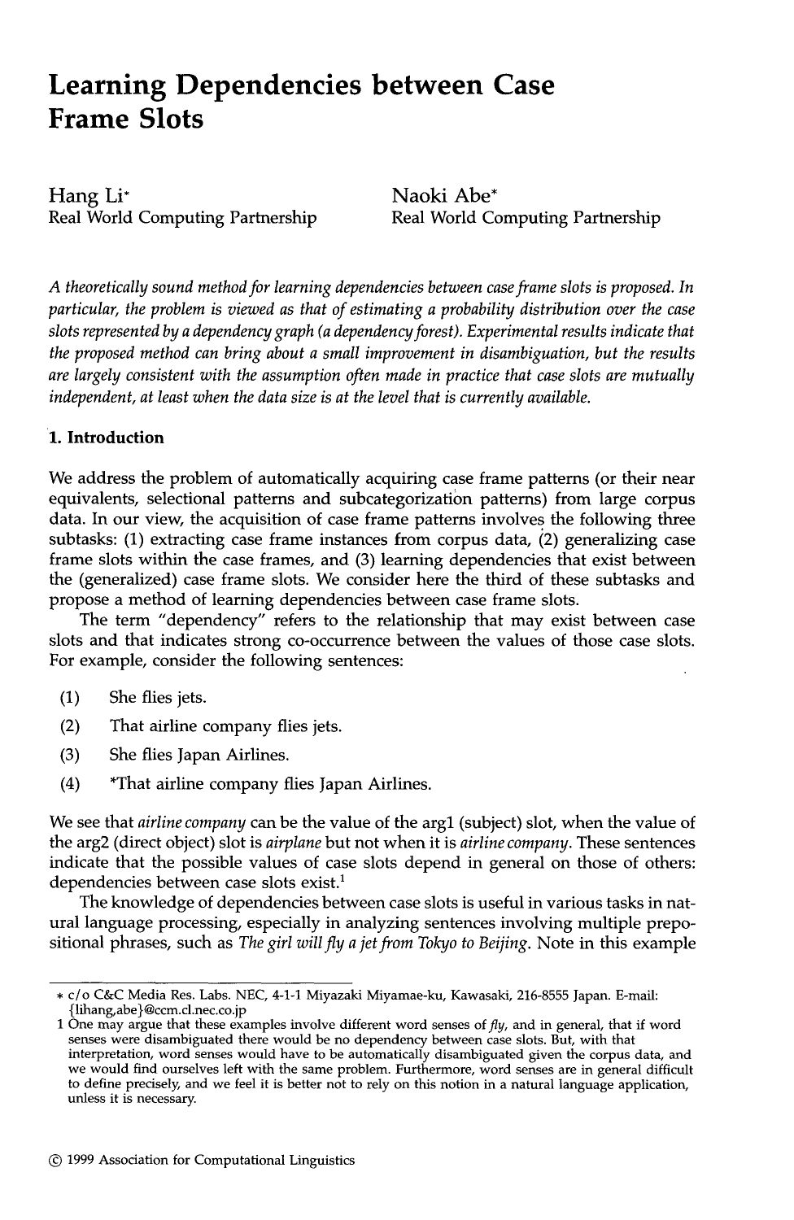# Learning Dependencies between Case Frame Slots

Hang Li*
Real World Computing Partnership

Naoki Abe*
Real World Computing Partnership

*A theoretically sound method for learning dependencies between case frame slots is proposed. In particular, the problem is viewed as that of estimating a probability distribution over the case slots represented by a dependency graph (a dependency forest). Experimental results indicate that the proposed method can bring about a small improvement in disambiguation, but the results are largely consistent with the assumption often made in practice that case slots are mutually independent, at least when the data size is at the level that is currently available.*

## 1. Introduction

We address the problem of automatically acquiring case frame patterns (or their near equivalents, selectional patterns and subcategorization patterns) from large corpus data. In our view, the acquisition of case frame patterns involves the following three subtasks: (1) extracting case frame instances from corpus data, (2) generalizing case frame slots within the case frames, and (3) learning dependencies that exist between the (generalized) case frame slots. We consider here the third of these subtasks and propose a method of learning dependencies between case frame slots.

The term "dependency" refers to the relationship that may exist between case slots and that indicates strong co-occurrence between the values of those case slots. For example, consider the following sentences:

(1) She flies jets.

(2) That airline company flies jets.

(3) She flies Japan Airlines.

(4) *That airline company flies Japan Airlines.

We see that *airline company* can be the value of the arg1 (subject) slot, when the value of the arg2 (direct object) slot is *airplane* but not when it is *airline company*. These sentences indicate that the possible values of case slots depend in general on those of others: dependencies between case slots exist.[1]

The knowledge of dependencies between case slots is useful in various tasks in natural language processing, especially in analyzing sentences involving multiple prepositional phrases, such as *The girl will fly a jet from Tokyo to Beijing*. Note in this example

---

* c/o C&C Media Res. Labs. NEC, 4-1-1 Miyazaki Miyamae-ku, Kawasaki, 216-8555 Japan. E-mail: {lihang,abe}@ccm.cl.nec.co.jp

1 One may argue that these examples involve different word senses of *fly*, and in general, that if word senses were disambiguated there would be no dependency between case slots. But, with that interpretation, word senses would have to be automatically disambiguated given the corpus data, and we would find ourselves left with the same problem. Furthermore, word senses are in general difficult to define precisely, and we feel it is better not to rely on this notion in a natural language application, unless it is necessary.

© 1999 Association for Computational Linguistics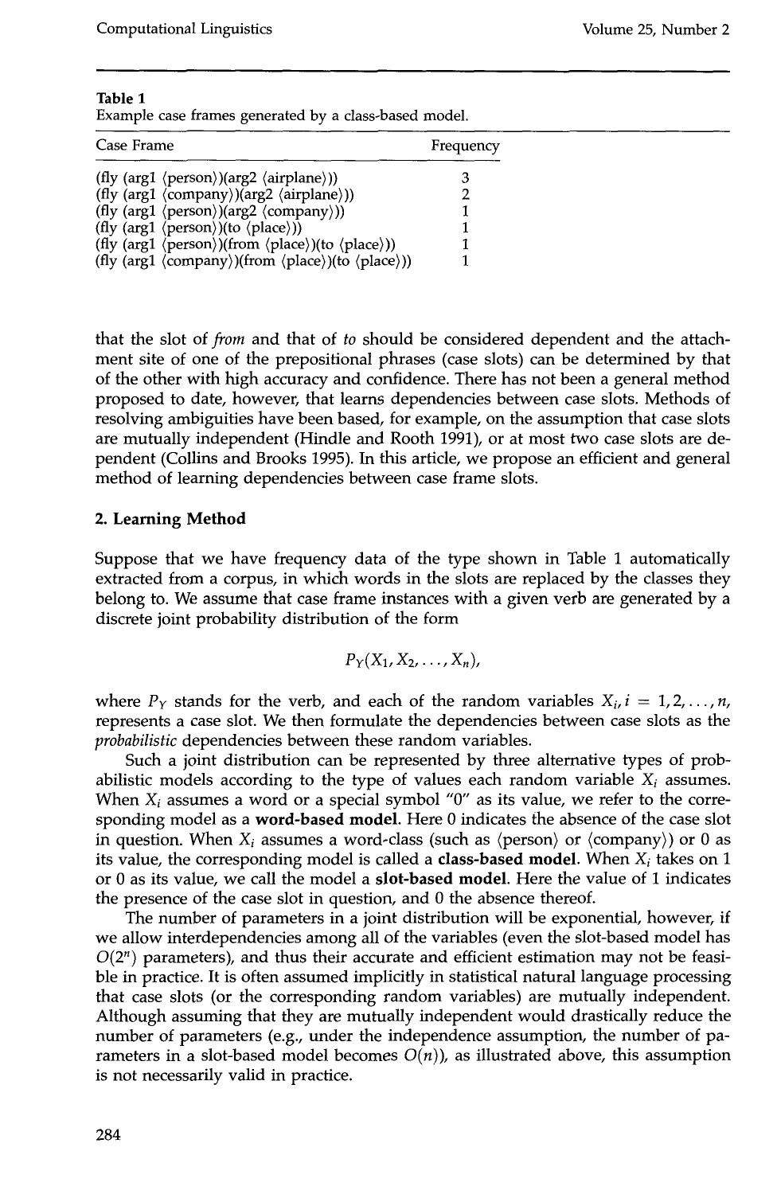**Table 1**
Example case frames generated by a class-based model.

| Case Frame | Frequency |
|---|---|
| (fly (arg1 ⟨person⟩)(arg2 ⟨airplane⟩)) | 3 |
| (fly (arg1 ⟨company⟩)(arg2 ⟨airplane⟩)) | 2 |
| (fly (arg1 ⟨person⟩)(arg2 ⟨company⟩)) | 1 |
| (fly (arg1 ⟨person⟩)(to ⟨place⟩)) | 1 |
| (fly (arg1 ⟨person⟩)(from ⟨place⟩)(to ⟨place⟩)) | 1 |
| (fly (arg1 ⟨company⟩)(from ⟨place⟩)(to ⟨place⟩)) | 1 |

that the slot of *from* and that of *to* should be considered dependent and the attachment site of one of the prepositional phrases (case slots) can be determined by that of the other with high accuracy and confidence. There has not been a general method proposed to date, however, that learns dependencies between case slots. Methods of resolving ambiguities have been based, for example, on the assumption that case slots are mutually independent (Hindle and Rooth 1991), or at most two case slots are dependent (Collins and Brooks 1995). In this article, we propose an efficient and general method of learning dependencies between case frame slots.

## 2. Learning Method

Suppose that we have frequency data of the type shown in Table 1 automatically extracted from a corpus, in which words in the slots are replaced by the classes they belong to. We assume that case frame instances with a given verb are generated by a discrete joint probability distribution of the form

$$P_Y(X_1, X_2, \ldots, X_n),$$

where $P_Y$ stands for the verb, and each of the random variables $X_i, i = 1, 2, \ldots, n$, represents a case slot. We then formulate the dependencies between case slots as the *probabilistic* dependencies between these random variables.

Such a joint distribution can be represented by three alternative types of probabilistic models according to the type of values each random variable $X_i$ assumes. When $X_i$ assumes a word or a special symbol "0" as its value, we refer to the corresponding model as a **word-based model**. Here 0 indicates the absence of the case slot in question. When $X_i$ assumes a word-class (such as ⟨person⟩ or ⟨company⟩) or 0 as its value, the corresponding model is called a **class-based model**. When $X_i$ takes on 1 or 0 as its value, we call the model a **slot-based model**. Here the value of 1 indicates the presence of the case slot in question, and 0 the absence thereof.

The number of parameters in a joint distribution will be exponential, however, if we allow interdependencies among all of the variables (even the slot-based model has $O(2^n)$ parameters), and thus their accurate and efficient estimation may not be feasible in practice. It is often assumed implicitly in statistical natural language processing that case slots (or the corresponding random variables) are mutually independent. Although assuming that they are mutually independent would drastically reduce the number of parameters (e.g., under the independence assumption, the number of parameters in a slot-based model becomes $O(n)$), as illustrated above, this assumption is not necessarily valid in practice.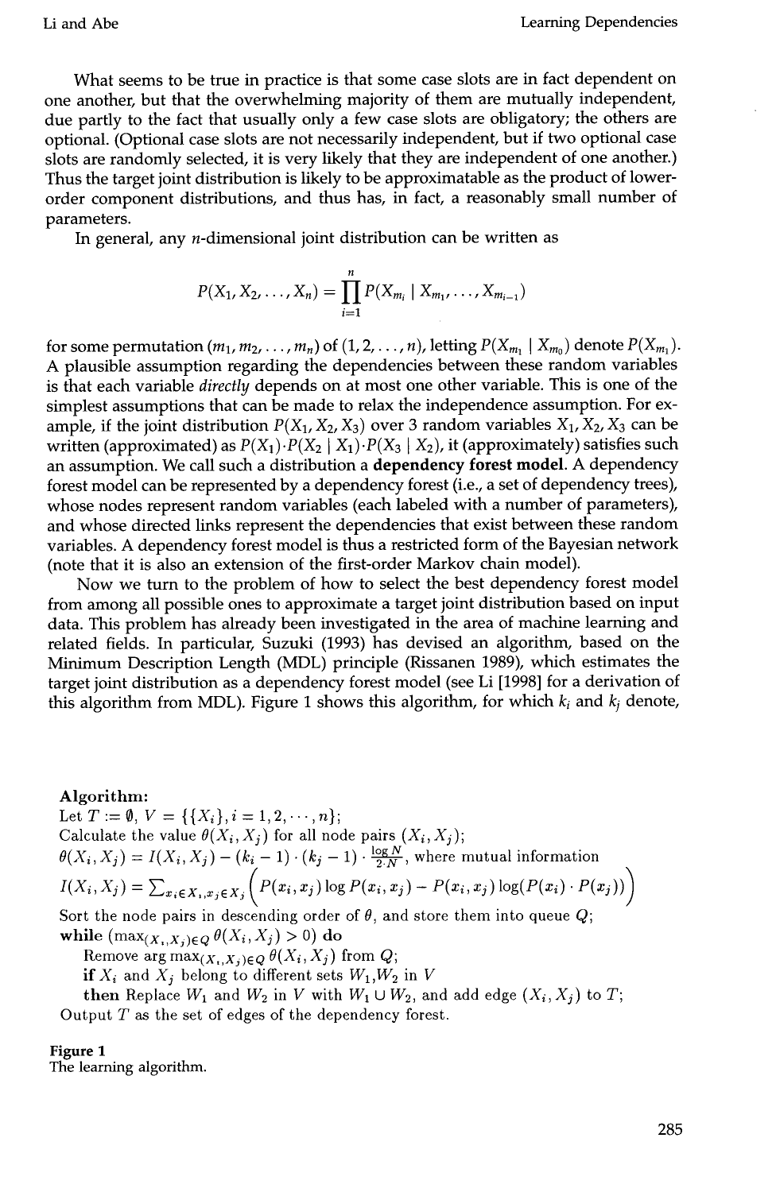What seems to be true in practice is that some case slots are in fact dependent on one another, but that the overwhelming majority of them are mutually independent, due partly to the fact that usually only a few case slots are obligatory; the others are optional. (Optional case slots are not necessarily independent, but if two optional case slots are randomly selected, it is very likely that they are independent of one another.) Thus the target joint distribution is likely to be approximatable as the product of lower-order component distributions, and thus has, in fact, a reasonably small number of parameters.

In general, any $n$-dimensional joint distribution can be written as

$$P(X_1, X_2, \ldots, X_n) = \prod_{i=1}^{n} P(X_{m_i} \mid X_{m_1}, \ldots, X_{m_{i-1}})$$

for some permutation $(m_1, m_2, \ldots, m_n)$ of $(1, 2, \ldots, n)$, letting $P(X_{m_1} \mid X_{m_0})$ denote $P(X_{m_1})$. A plausible assumption regarding the dependencies between these random variables is that each variable *directly* depends on at most one other variable. This is one of the simplest assumptions that can be made to relax the independence assumption. For example, if the joint distribution $P(X_1, X_2, X_3)$ over 3 random variables $X_1, X_2, X_3$ can be written (approximated) as $P(X_1) \cdot P(X_2 \mid X_1) \cdot P(X_3 \mid X_2)$, it (approximately) satisfies such an assumption. We call such a distribution a **dependency forest model**. A dependency forest model can be represented by a dependency forest (i.e., a set of dependency trees), whose nodes represent random variables (each labeled with a number of parameters), and whose directed links represent the dependencies that exist between these random variables. A dependency forest model is thus a restricted form of the Bayesian network (note that it is also an extension of the first-order Markov chain model).

Now we turn to the problem of how to select the best dependency forest model from among all possible ones to approximate a target joint distribution based on input data. This problem has already been investigated in the area of machine learning and related fields. In particular, Suzuki (1993) has devised an algorithm, based on the Minimum Description Length (MDL) principle (Rissanen 1989), which estimates the target joint distribution as a dependency forest model (see Li [1998] for a derivation of this algorithm from MDL). Figure 1 shows this algorithm, for which $k_i$ and $k_j$ denote,

**Algorithm:**
Let $T := \emptyset$, $V = \{\{X_i\}, i = 1, 2, \cdots, n\}$;
Calculate the value $\theta(X_i, X_j)$ for all node pairs $(X_i, X_j)$;
$\theta(X_i, X_j) = I(X_i, X_j) - (k_i - 1) \cdot (k_j - 1) \cdot \frac{\log N}{2 \cdot N}$, where mutual information
$I(X_i, X_j) = \sum_{x_i \in X_i, x_j \in X_j} \Big( P(x_i, x_j) \log P(x_i, x_j) - P(x_i, x_j) \log(P(x_i) \cdot P(x_j)) \Big)$
Sort the node pairs in descending order of $\theta$, and store them into queue $Q$;
**while** $(\max_{(X_i, X_j) \in Q} \theta(X_i, X_j) > 0)$ **do**
  Remove $\arg\max_{(X_i, X_j) \in Q} \theta(X_i, X_j)$ from $Q$;
  **if** $X_i$ and $X_j$ belong to different sets $W_1, W_2$ in $V$
  **then** Replace $W_1$ and $W_2$ in $V$ with $W_1 \cup W_2$, and add edge $(X_i, X_j)$ to $T$;
Output $T$ as the set of edges of the dependency forest.

**Figure 1**
The learning algorithm.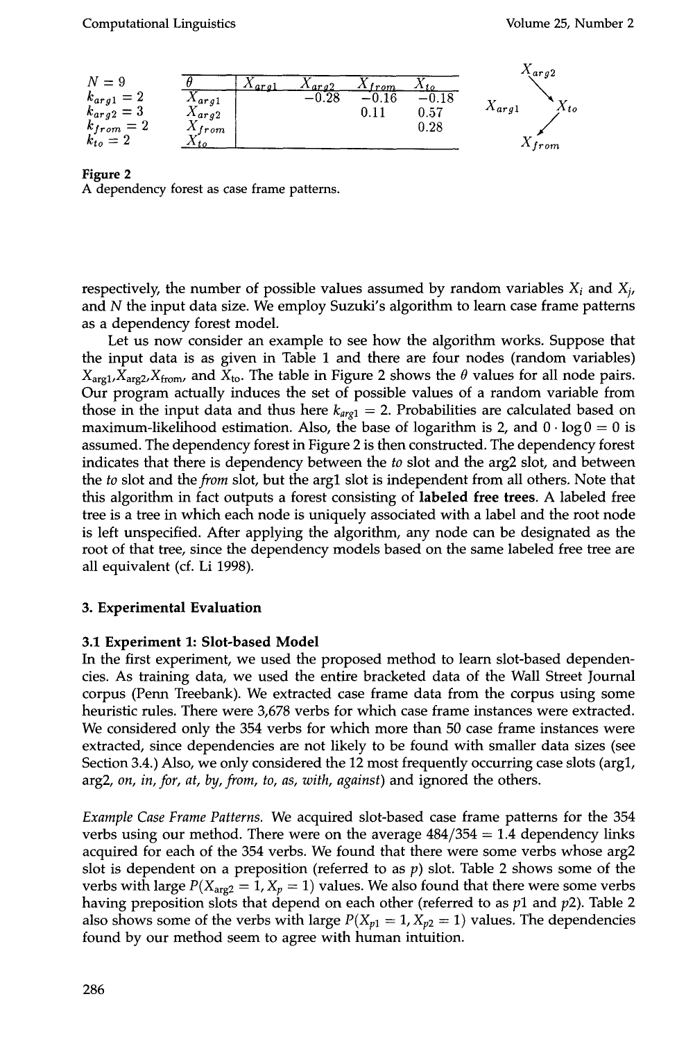$N = 9$
$k_{arg1} = 2$
$k_{arg2} = 3$
$k_{from} = 2$
$k_{to} = 2$

| $\theta$ | $X_{arg1}$ | $X_{arg2}$ | $X_{from}$ | $X_{to}$ |
|---|---|---|---|---|
| $X_{arg1}$ | | −0.28 | −0.16 | −0.18 |
| $X_{arg2}$ | | | 0.11 | 0.57 |
| $X_{from}$ | | | | 0.28 |
| $X_{to}$ | | | | |

**Figure 2**
A dependency forest as case frame patterns.

respectively, the number of possible values assumed by random variables $X_i$ and $X_j$, and $N$ the input data size. We employ Suzuki's algorithm to learn case frame patterns as a dependency forest model.

Let us now consider an example to see how the algorithm works. Suppose that the input data is as given in Table 1 and there are four nodes (random variables) $X_{\text{arg1}}$,$X_{\text{arg2}}$,$X_{\text{from}}$, and $X_{\text{to}}$. The table in Figure 2 shows the $\theta$ values for all node pairs. Our program actually induces the set of possible values of a random variable from those in the input data and thus here $k_{arg1} = 2$. Probabilities are calculated based on maximum-likelihood estimation. Also, the base of logarithm is 2, and $0 \cdot \log 0 = 0$ is assumed. The dependency forest in Figure 2 is then constructed. The dependency forest indicates that there is dependency between the *to* slot and the arg2 slot, and between the *to* slot and the *from* slot, but the arg1 slot is independent from all others. Note that this algorithm in fact outputs a forest consisting of **labeled free trees**. A labeled free tree is a tree in which each node is uniquely associated with a label and the root node is left unspecified. After applying the algorithm, any node can be designated as the root of that tree, since the dependency models based on the same labeled free tree are all equivalent (cf. Li 1998).

## 3. Experimental Evaluation

### 3.1 Experiment 1: Slot-based Model

In the first experiment, we used the proposed method to learn slot-based dependencies. As training data, we used the entire bracketed data of the Wall Street Journal corpus (Penn Treebank). We extracted case frame data from the corpus using some heuristic rules. There were 3,678 verbs for which case frame instances were extracted. We considered only the 354 verbs for which more than 50 case frame instances were extracted, since dependencies are not likely to be found with smaller data sizes (see Section 3.4.) Also, we only considered the 12 most frequently occurring case slots (arg1, arg2, *on, in, for, at, by, from, to, as, with, against*) and ignored the others.

*Example Case Frame Patterns.* We acquired slot-based case frame patterns for the 354 verbs using our method. There were on the average $484/354 = 1.4$ dependency links acquired for each of the 354 verbs. We found that there were some verbs whose arg2 slot is dependent on a preposition (referred to as $p$) slot. Table 2 shows some of the verbs with large $P(X_{\text{arg2}} = 1, X_p = 1)$ values. We also found that there were some verbs having preposition slots that depend on each other (referred to as $p1$ and $p2$). Table 2 also shows some of the verbs with large $P(X_{p1} = 1, X_{p2} = 1)$ values. The dependencies found by our method seem to agree with human intuition.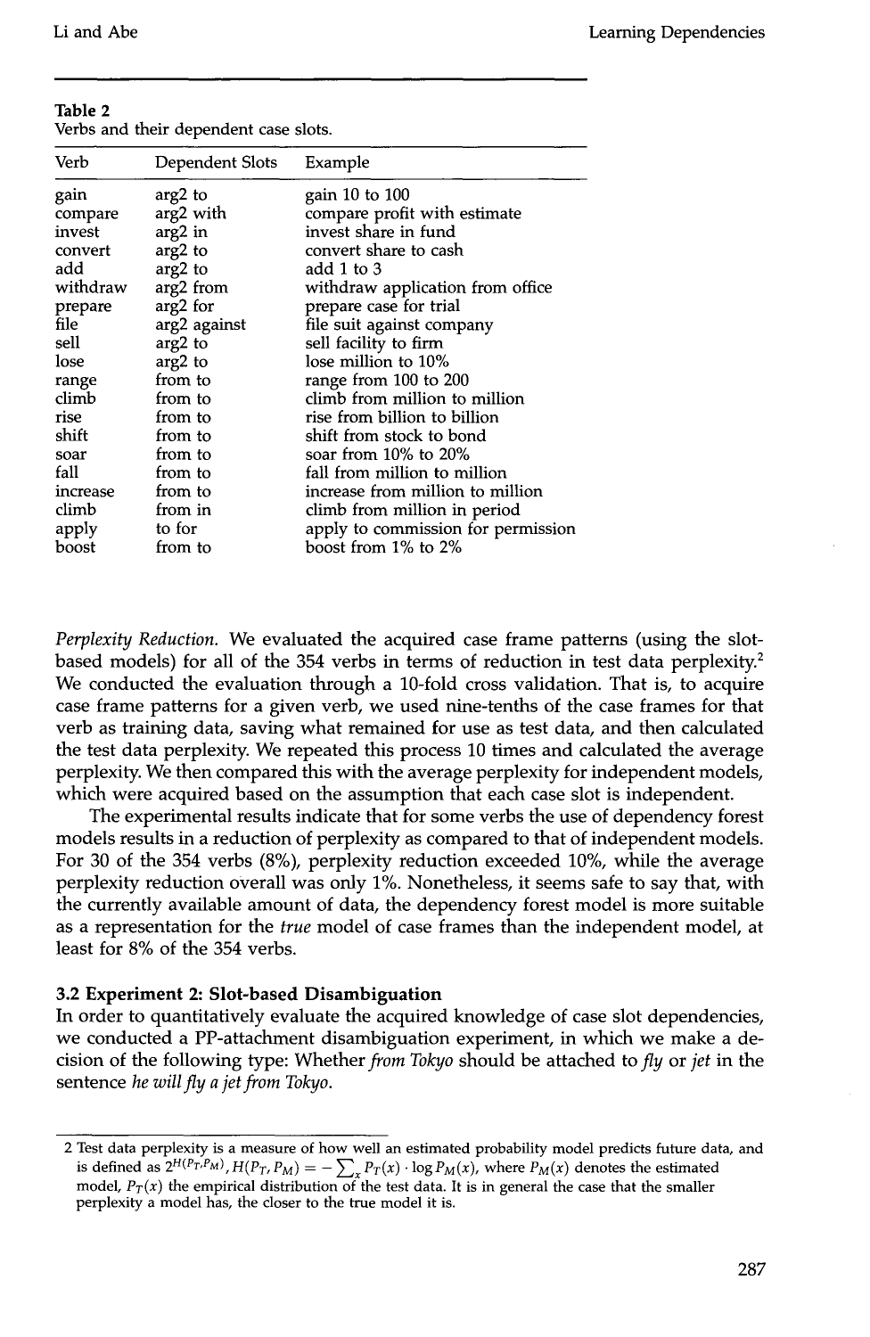**Table 2**
Verbs and their dependent case slots.

| Verb | Dependent Slots | Example |
|---|---|---|
| gain | arg2 to | gain 10 to 100 |
| compare | arg2 with | compare profit with estimate |
| invest | arg2 in | invest share in fund |
| convert | arg2 to | convert share to cash |
| add | arg2 to | add 1 to 3 |
| withdraw | arg2 from | withdraw application from office |
| prepare | arg2 for | prepare case for trial |
| file | arg2 against | file suit against company |
| sell | arg2 to | sell facility to firm |
| lose | arg2 to | lose million to 10% |
| range | from to | range from 100 to 200 |
| climb | from to | climb from million to million |
| rise | from to | rise from billion to billion |
| shift | from to | shift from stock to bond |
| soar | from to | soar from 10% to 20% |
| fall | from to | fall from million to million |
| increase | from to | increase from million to million |
| climb | from in | climb from million in period |
| apply | to for | apply to commission for permission |
| boost | from to | boost from 1% to 2% |

*Perplexity Reduction.* We evaluated the acquired case frame patterns (using the slot-based models) for all of the 354 verbs in terms of reduction in test data perplexity.[2] We conducted the evaluation through a 10-fold cross validation. That is, to acquire case frame patterns for a given verb, we used nine-tenths of the case frames for that verb as training data, saving what remained for use as test data, and then calculated the test data perplexity. We repeated this process 10 times and calculated the average perplexity. We then compared this with the average perplexity for independent models, which were acquired based on the assumption that each case slot is independent.

The experimental results indicate that for some verbs the use of dependency forest models results in a reduction of perplexity as compared to that of independent models. For 30 of the 354 verbs (8%), perplexity reduction exceeded 10%, while the average perplexity reduction overall was only 1%. Nonetheless, it seems safe to say that, with the currently available amount of data, the dependency forest model is more suitable as a representation for the *true* model of case frames than the independent model, at least for 8% of the 354 verbs.

### 3.2 Experiment 2: Slot-based Disambiguation

In order to quantitatively evaluate the acquired knowledge of case slot dependencies, we conducted a PP-attachment disambiguation experiment, in which we make a decision of the following type: Whether *from Tokyo* should be attached to *fly* or *jet* in the sentence *he will fly a jet from Tokyo.*

2 Test data perplexity is a measure of how well an estimated probability model predicts future data, and is defined as $2^{H(P_T,P_M)}$, $H(P_T, P_M) = -\sum_x P_T(x) \cdot \log P_M(x)$, where $P_M(x)$ denotes the estimated model, $P_T(x)$ the empirical distribution of the test data. It is in general the case that the smaller perplexity a model has, the closer to the true model it is.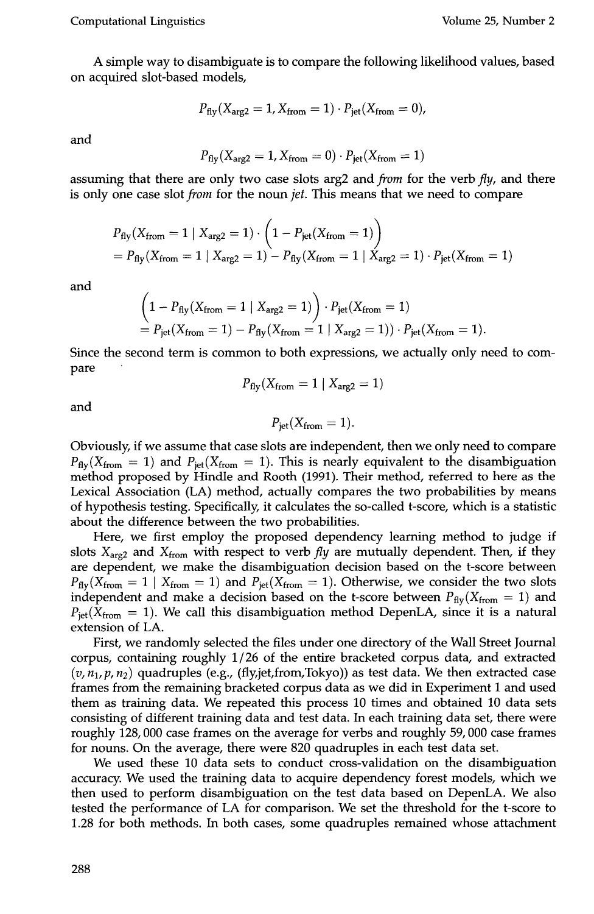A simple way to disambiguate is to compare the following likelihood values, based on acquired slot-based models,

$$P_{\text{fly}}(X_{\text{arg2}} = 1, X_{\text{from}} = 1) \cdot P_{\text{jet}}(X_{\text{from}} = 0),$$

and

$$P_{\text{fly}}(X_{\text{arg2}} = 1, X_{\text{from}} = 0) \cdot P_{\text{jet}}(X_{\text{from}} = 1)$$

assuming that there are only two case slots arg2 and *from* for the verb *fly*, and there is only one case slot *from* for the noun *jet*. This means that we need to compare

$$\begin{aligned} & P_{\text{fly}}(X_{\text{from}} = 1 \mid X_{\text{arg2}} = 1) \cdot \Big(1 - P_{\text{jet}}(X_{\text{from}} = 1)\Big) \\ & = P_{\text{fly}}(X_{\text{from}} = 1 \mid X_{\text{arg2}} = 1) - P_{\text{fly}}(X_{\text{from}} = 1 \mid X_{\text{arg2}} = 1) \cdot P_{\text{jet}}(X_{\text{from}} = 1) \end{aligned}$$

and

$$\begin{aligned} & \Big(1 - P_{\text{fly}}(X_{\text{from}} = 1 \mid X_{\text{arg2}} = 1)\Big) \cdot P_{\text{jet}}(X_{\text{from}} = 1) \\ & = P_{\text{jet}}(X_{\text{from}} = 1) - P_{\text{fly}}(X_{\text{from}} = 1 \mid X_{\text{arg2}} = 1)) \cdot P_{\text{jet}}(X_{\text{from}} = 1). \end{aligned}$$

Since the second term is common to both expressions, we actually only need to compare

$$P_{\text{fly}}(X_{\text{from}} = 1 \mid X_{\text{arg2}} = 1)$$

and

$$P_{\text{jet}}(X_{\text{from}} = 1).$$

Obviously, if we assume that case slots are independent, then we only need to compare $P_{\text{fly}}(X_{\text{from}} = 1)$ and $P_{\text{jet}}(X_{\text{from}} = 1)$. This is nearly equivalent to the disambiguation method proposed by Hindle and Rooth (1991). Their method, referred to here as the Lexical Association (LA) method, actually compares the two probabilities by means of hypothesis testing. Specifically, it calculates the so-called t-score, which is a statistic about the difference between the two probabilities.

Here, we first employ the proposed dependency learning method to judge if slots $X_{\text{arg2}}$ and $X_{\text{from}}$ with respect to verb *fly* are mutually dependent. Then, if they are dependent, we make the disambiguation decision based on the t-score between $P_{\text{fly}}(X_{\text{from}} = 1 \mid X_{\text{from}} = 1)$ and $P_{\text{jet}}(X_{\text{from}} = 1)$. Otherwise, we consider the two slots independent and make a decision based on the t-score between $P_{\text{fly}}(X_{\text{from}} = 1)$ and $P_{\text{jet}}(X_{\text{from}} = 1)$. We call this disambiguation method DepenLA, since it is a natural extension of LA.

First, we randomly selected the files under one directory of the Wall Street Journal corpus, containing roughly 1/26 of the entire bracketed corpus data, and extracted $(v, n_1, p, n_2)$ quadruples (e.g., (fly,jet,from,Tokyo)) as test data. We then extracted case frames from the remaining bracketed corpus data as we did in Experiment 1 and used them as training data. We repeated this process 10 times and obtained 10 data sets consisting of different training data and test data. In each training data set, there were roughly 128,000 case frames on the average for verbs and roughly 59,000 case frames for nouns. On the average, there were 820 quadruples in each test data set.

We used these 10 data sets to conduct cross-validation on the disambiguation accuracy. We used the training data to acquire dependency forest models, which we then used to perform disambiguation on the test data based on DepenLA. We also tested the performance of LA for comparison. We set the threshold for the t-score to 1.28 for both methods. In both cases, some quadruples remained whose attachment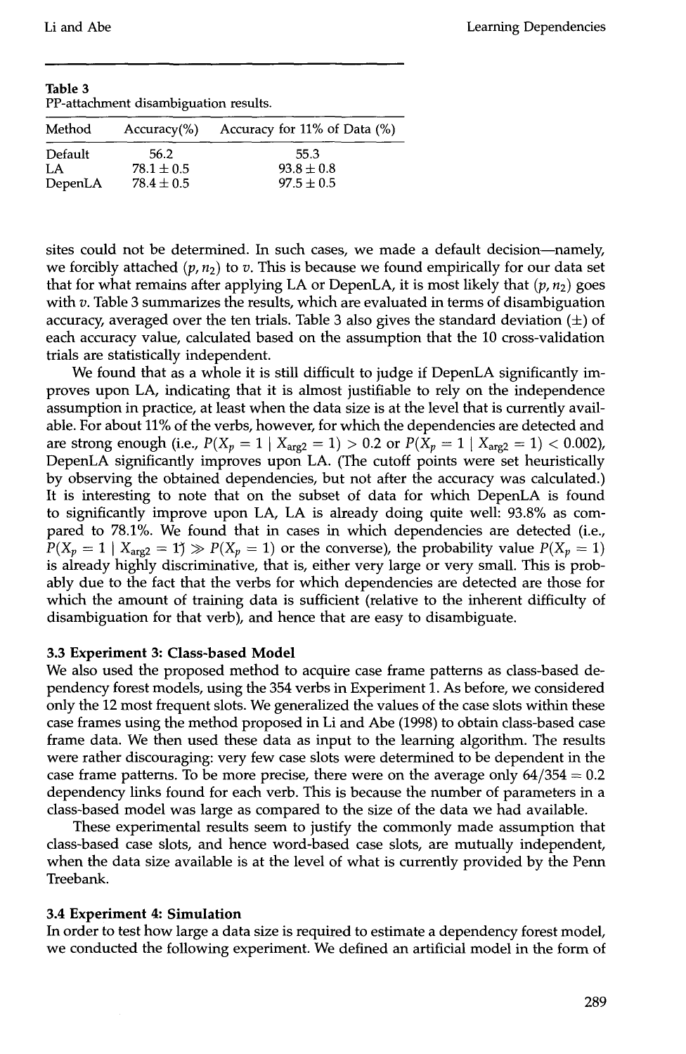**Table 3**
PP-attachment disambiguation results.

| Method | Accuracy(%) | Accuracy for 11% of Data (%) |
|---|---|---|
| Default | 56.2 | 55.3 |
| LA | $78.1 \pm 0.5$ | $93.8 \pm 0.8$ |
| DepenLA | $78.4 \pm 0.5$ | $97.5 \pm 0.5$ |

sites could not be determined. In such cases, we made a default decision—namely, we forcibly attached $(p, n_2)$ to $v$. This is because we found empirically for our data set that for what remains after applying LA or DepenLA, it is most likely that $(p, n_2)$ goes with $v$. Table 3 summarizes the results, which are evaluated in terms of disambiguation accuracy, averaged over the ten trials. Table 3 also gives the standard deviation ($\pm$) of each accuracy value, calculated based on the assumption that the 10 cross-validation trials are statistically independent.

We found that as a whole it is still difficult to judge if DepenLA significantly improves upon LA, indicating that it is almost justifiable to rely on the independence assumption in practice, at least when the data size is at the level that is currently available. For about 11% of the verbs, however, for which the dependencies are detected and are strong enough (i.e., $P(X_p = 1 \mid X_{\text{arg2}} = 1) > 0.2$ or $P(X_p = 1 \mid X_{\text{arg2}} = 1) < 0.002$), DepenLA significantly improves upon LA. (The cutoff points were set heuristically by observing the obtained dependencies, but not after the accuracy was calculated.) It is interesting to note that on the subset of data for which DepenLA is found to significantly improve upon LA, LA is already doing quite well: 93.8% as compared to 78.1%. We found that in cases in which dependencies are detected (i.e., $P(X_p = 1 \mid X_{\text{arg2}} = 1) \gg P(X_p = 1)$ or the converse), the probability value $P(X_p = 1)$ is already highly discriminative, that is, either very large or very small. This is probably due to the fact that the verbs for which dependencies are detected are those for which the amount of training data is sufficient (relative to the inherent difficulty of disambiguation for that verb), and hence that are easy to disambiguate.

### 3.3 Experiment 3: Class-based Model

We also used the proposed method to acquire case frame patterns as class-based dependency forest models, using the 354 verbs in Experiment 1. As before, we considered only the 12 most frequent slots. We generalized the values of the case slots within these case frames using the method proposed in Li and Abe (1998) to obtain class-based case frame data. We then used these data as input to the learning algorithm. The results were rather discouraging: very few case slots were determined to be dependent in the case frame patterns. To be more precise, there were on the average only $64/354 = 0.2$ dependency links found for each verb. This is because the number of parameters in a class-based model was large as compared to the size of the data we had available.

These experimental results seem to justify the commonly made assumption that class-based case slots, and hence word-based case slots, are mutually independent, when the data size available is at the level of what is currently provided by the Penn Treebank.

### 3.4 Experiment 4: Simulation

In order to test how large a data size is required to estimate a dependency forest model, we conducted the following experiment. We defined an artificial model in the form of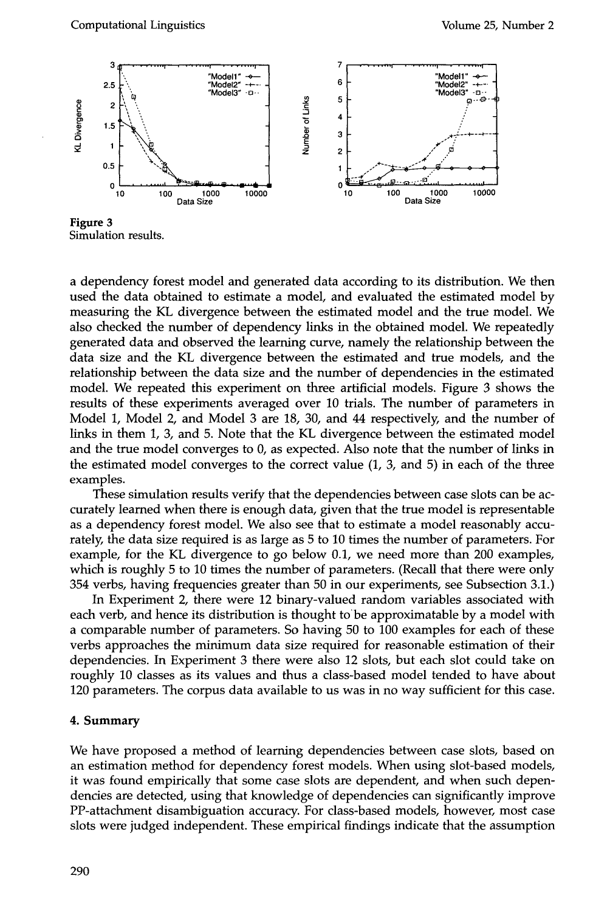**Figure 3**
Simulation results.

a dependency forest model and generated data according to its distribution. We then used the data obtained to estimate a model, and evaluated the estimated model by measuring the KL divergence between the estimated model and the true model. We also checked the number of dependency links in the obtained model. We repeatedly generated data and observed the learning curve, namely the relationship between the data size and the KL divergence between the estimated and true models, and the relationship between the data size and the number of dependencies in the estimated model. We repeated this experiment on three artificial models. Figure 3 shows the results of these experiments averaged over 10 trials. The number of parameters in Model 1, Model 2, and Model 3 are 18, 30, and 44 respectively, and the number of links in them 1, 3, and 5. Note that the KL divergence between the estimated model and the true model converges to 0, as expected. Also note that the number of links in the estimated model converges to the correct value (1, 3, and 5) in each of the three examples.

These simulation results verify that the dependencies between case slots can be accurately learned when there is enough data, given that the true model is representable as a dependency forest model. We also see that to estimate a model reasonably accurately, the data size required is as large as 5 to 10 times the number of parameters. For example, for the KL divergence to go below 0.1, we need more than 200 examples, which is roughly 5 to 10 times the number of parameters. (Recall that there were only 354 verbs, having frequencies greater than 50 in our experiments, see Subsection 3.1.)

In Experiment 2, there were 12 binary-valued random variables associated with each verb, and hence its distribution is thought to be approximatable by a model with a comparable number of parameters. So having 50 to 100 examples for each of these verbs approaches the minimum data size required for reasonable estimation of their dependencies. In Experiment 3 there were also 12 slots, but each slot could take on roughly 10 classes as its values and thus a class-based model tended to have about 120 parameters. The corpus data available to us was in no way sufficient for this case.

## 4. Summary

We have proposed a method of learning dependencies between case slots, based on an estimation method for dependency forest models. When using slot-based models, it was found empirically that some case slots are dependent, and when such dependencies are detected, using that knowledge of dependencies can significantly improve PP-attachment disambiguation accuracy. For class-based models, however, most case slots were judged independent. These empirical findings indicate that the assumption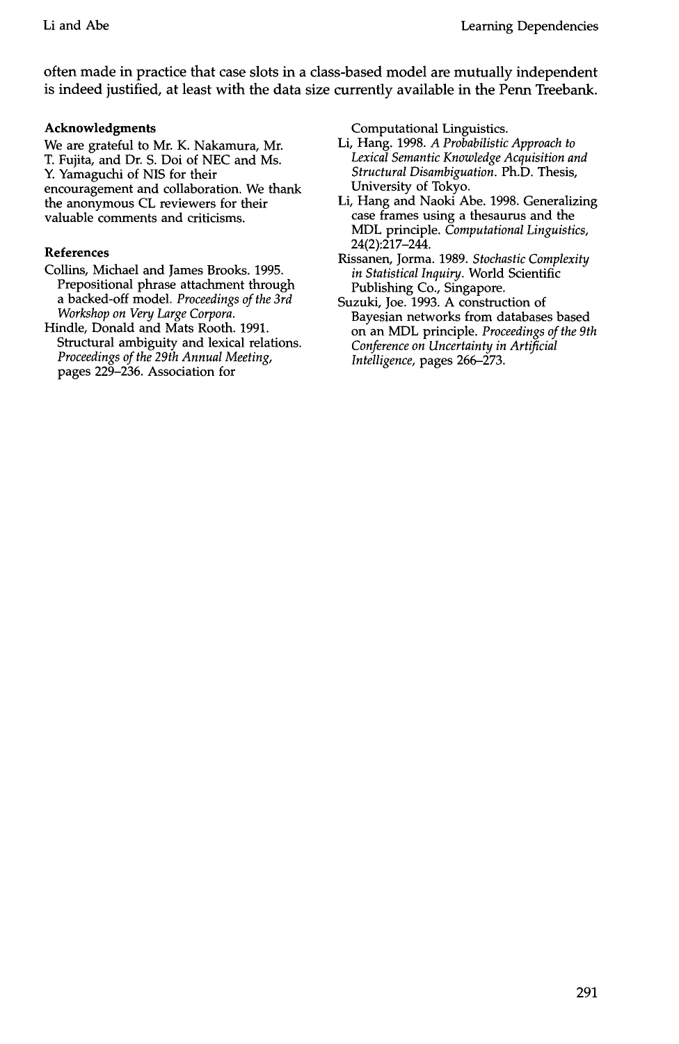often made in practice that case slots in a class-based model are mutually independent is indeed justified, at least with the data size currently available in the Penn Treebank.

### Acknowledgments

We are grateful to Mr. K. Nakamura, Mr. T. Fujita, and Dr. S. Doi of NEC and Ms. Y. Yamaguchi of NIS for their encouragement and collaboration. We thank the anonymous CL reviewers for their valuable comments and criticisms.

### References

Collins, Michael and James Brooks. 1995. Prepositional phrase attachment through a backed-off model. *Proceedings of the 3rd Workshop on Very Large Corpora.*

Hindle, Donald and Mats Rooth. 1991. Structural ambiguity and lexical relations. *Proceedings of the 29th Annual Meeting*, pages 229–236. Association for Computational Linguistics.

Li, Hang. 1998. *A Probabilistic Approach to Lexical Semantic Knowledge Acquisition and Structural Disambiguation.* Ph.D. Thesis, University of Tokyo.

Li, Hang and Naoki Abe. 1998. Generalizing case frames using a thesaurus and the MDL principle. *Computational Linguistics*, 24(2):217–244.

Rissanen, Jorma. 1989. *Stochastic Complexity in Statistical Inquiry.* World Scientific Publishing Co., Singapore.

Suzuki, Joe. 1993. A construction of Bayesian networks from databases based on an MDL principle. *Proceedings of the 9th Conference on Uncertainty in Artificial Intelligence*, pages 266–273.